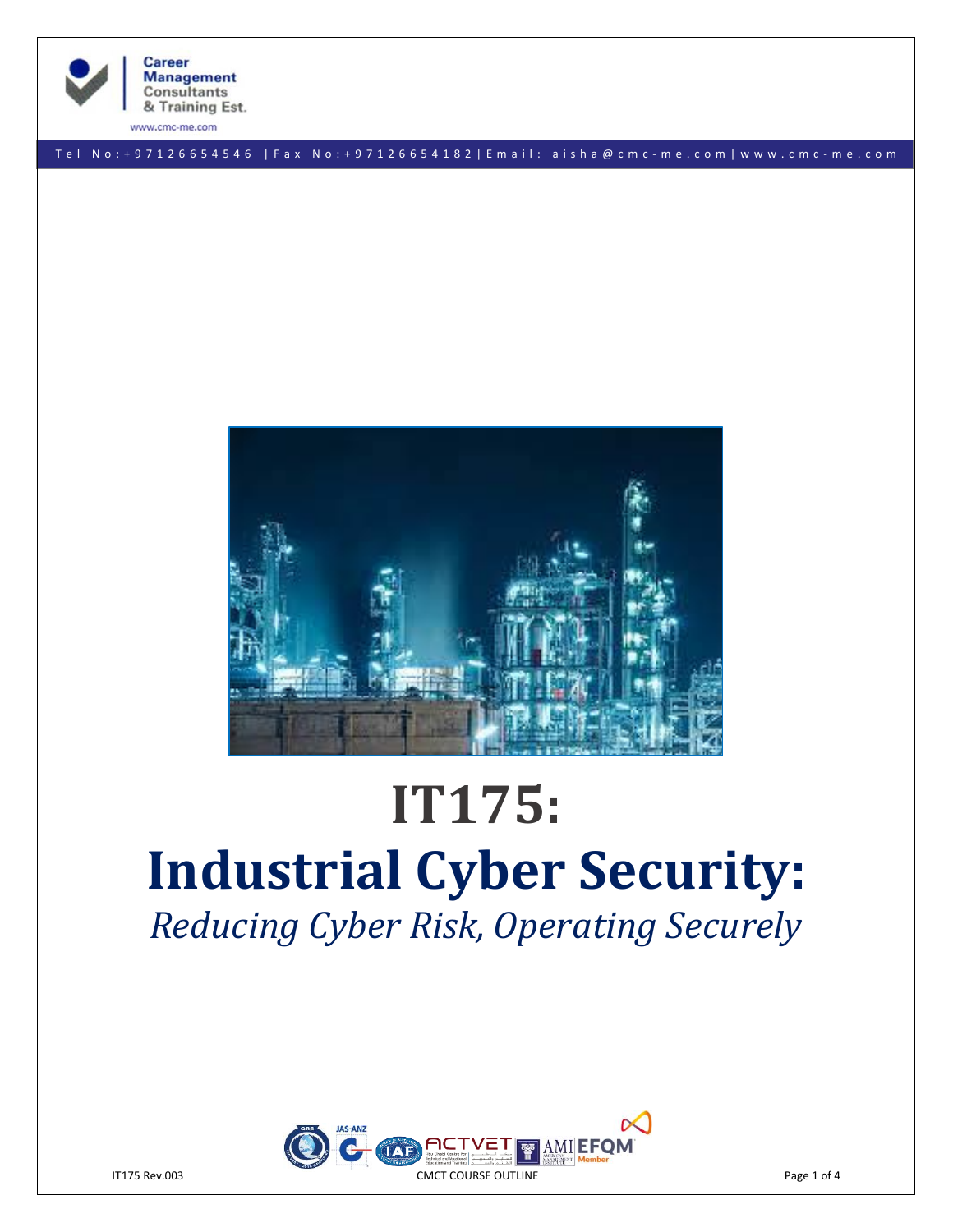# IT175:

# Industrial Cyber Security:

*Reducing Cyber Risk, Operating Securely*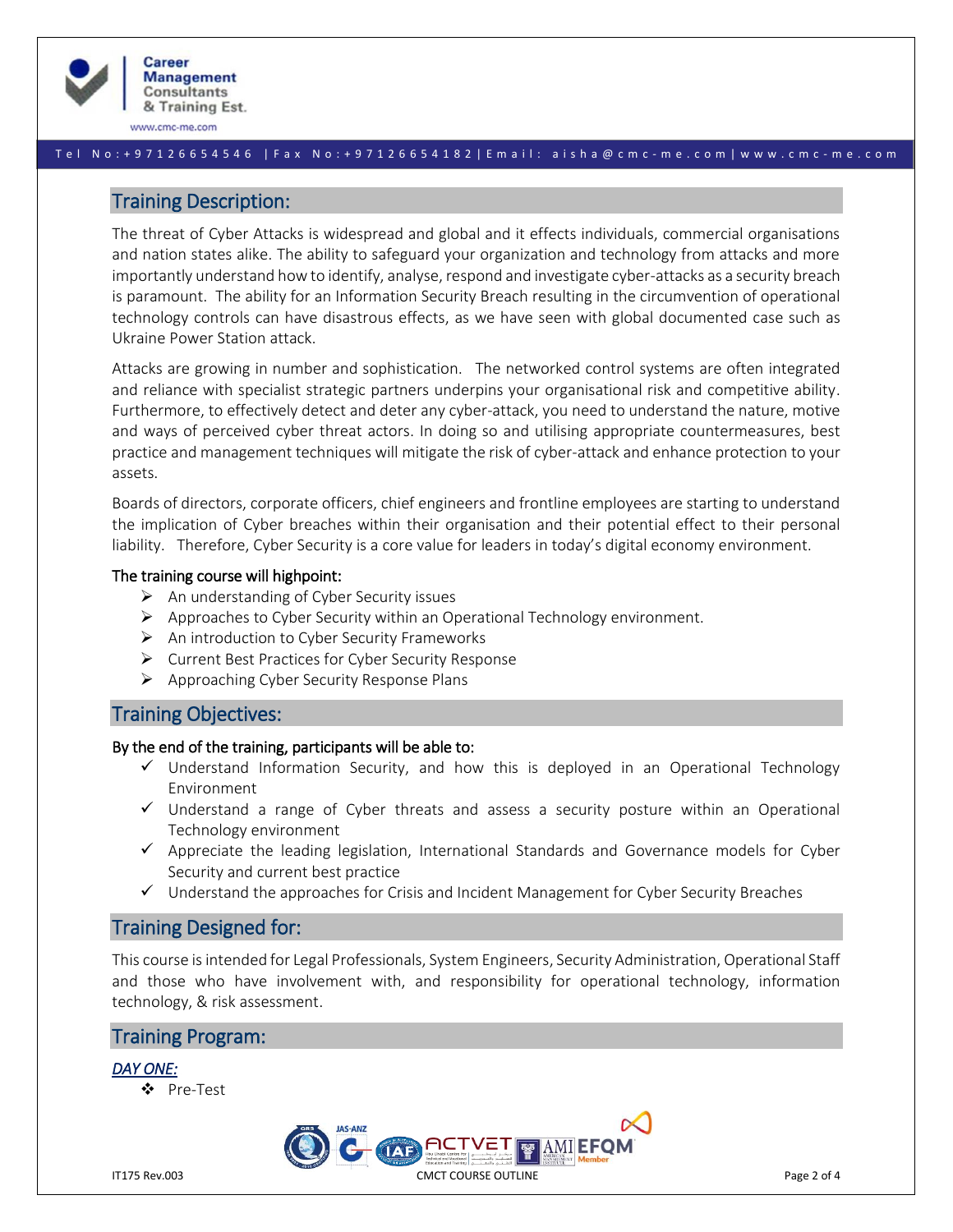## Training Description:

The threat of Cyber Attacks is widespread and global and it effects individuals, commercial organisations and nation states alike. The ability to safeguard your organization and technology from attacks and more importantly understand how to identify, analyse, respond and investigate cyber-attacks as a security breach is paramount. The ability for an Information Security Breach resulting in the circumvention of operational technology controls can have disastrous effects, as we have seen with global documented case such as Ukraine Power Station attack.

Attacks are growing in number and sophistication. The networked control systems are often integrated and reliance with specialist strategic partners underpins your organisational risk and competitive ability. Furthermore, to effectively detect and deter any cyber-attack, you need to understand the nature, motive and ways of perceived cyber threat actors. In doing so and utilising appropriate countermeasures, best practice and management techniques will mitigate the risk of cyber-attack and enhance protection to your assets.

Boards of directors, corporate officers, chief engineers and frontline employees are starting to understand the implication of Cyber breaches within their organisation and their potential effect to their personal liability. Therefore, Cyber Security is a core value for leaders in today's digital economy environment.

**The training course will highpoint:**

- An understanding of Cyber Security issues
- Approaches to Cyber Security within an Operational Technology environment.
- An introduction to Cyber Security Frameworks
- Current Best Practices for Cyber Security Response
- Approaching Cyber Security Response Plans

## Training Objectives:

**By the end of the training, participants will be able to:**

- ✓ Understand Information Security, and how this is deployed in an Operational Technology Environment
- ✓ Understand a range of Cyber threats and assess a security posture within an Operational Technology environment
- ✓ Appreciate the leading legislation, International Standards and Governance models for Cyber Security and current best practice
- ✓ Understand the approaches for Crisis and Incident Management for Cyber Security Breaches

## Training Designed for:

This course is intended for Legal Professionals, System Engineers, Security Administration, Operational Staff and those who have involvement with, and responsibility for operational technology, information technology, & risk assessment.

## Training Program:

***DAY ONE:***

- Pre-Test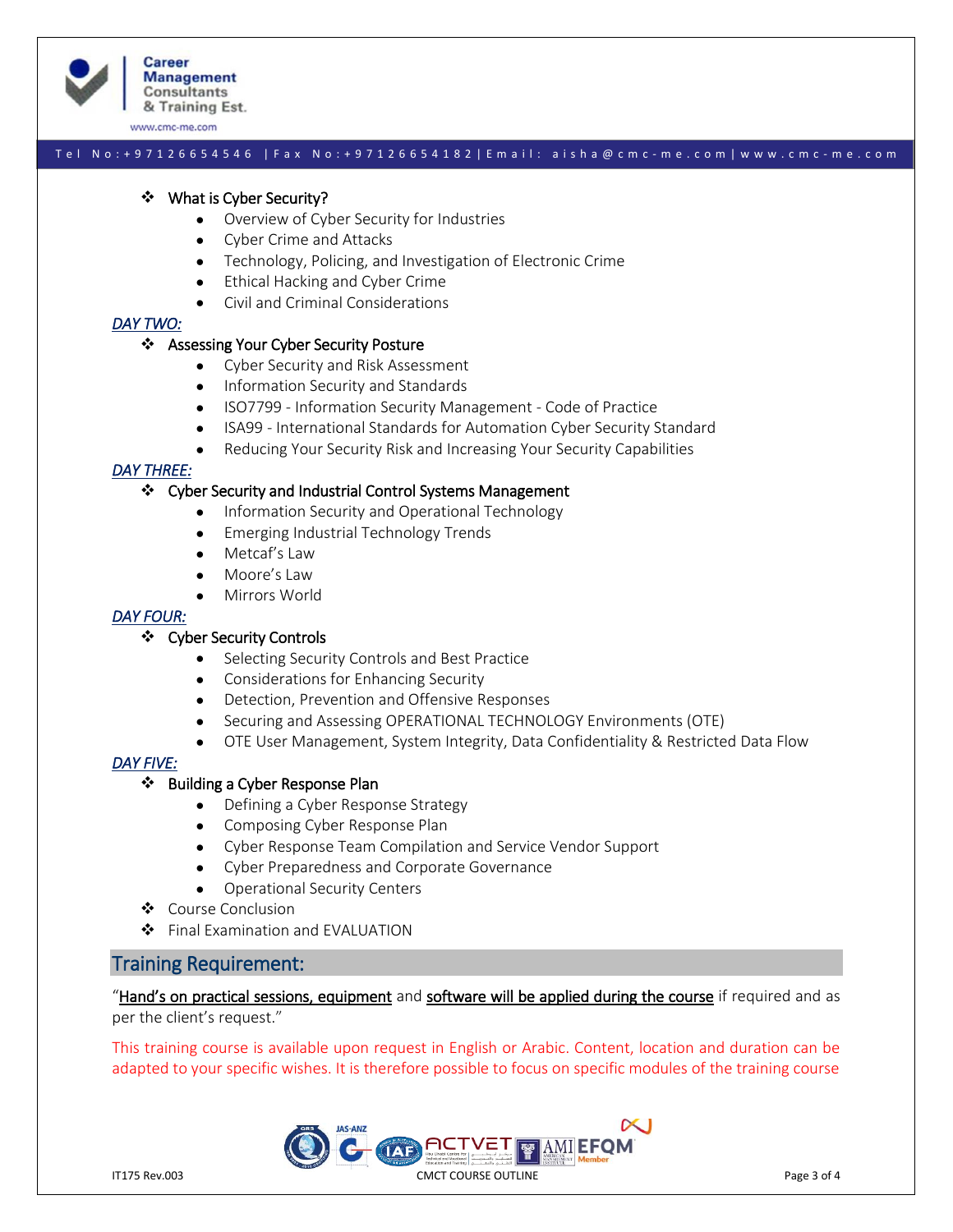- What is Cyber Security?
  - Overview of Cyber Security for Industries
  - Cyber Crime and Attacks
  - Technology, Policing, and Investigation of Electronic Crime
  - Ethical Hacking and Cyber Crime
  - Civil and Criminal Considerations

***DAY TWO:***

- Assessing Your Cyber Security Posture
  - Cyber Security and Risk Assessment
  - Information Security and Standards
  - ISO7799 - Information Security Management - Code of Practice
  - ISA99 - International Standards for Automation Cyber Security Standard
  - Reducing Your Security Risk and Increasing Your Security Capabilities

***DAY THREE:***

- Cyber Security and Industrial Control Systems Management
  - Information Security and Operational Technology
  - Emerging Industrial Technology Trends
  - Metcaf's Law
  - Moore's Law
  - Mirrors World

***DAY FOUR:***

- Cyber Security Controls
  - Selecting Security Controls and Best Practice
  - Considerations for Enhancing Security
  - Detection, Prevention and Offensive Responses
  - Securing and Assessing OPERATIONAL TECHNOLOGY Environments (OTE)
  - OTE User Management, System Integrity, Data Confidentiality & Restricted Data Flow

***DAY FIVE:***

- Building a Cyber Response Plan
  - Defining a Cyber Response Strategy
  - Composing Cyber Response Plan
  - Cyber Response Team Compilation and Service Vendor Support
  - Cyber Preparedness and Corporate Governance
  - Operational Security Centers
- Course Conclusion
- Final Examination and EVALUATION

## Training Requirement:

"Hand's on practical sessions, equipment and software will be applied during the course if required and as per the client's request."

This training course is available upon request in English or Arabic. Content, location and duration can be adapted to your specific wishes. It is therefore possible to focus on specific modules of the training course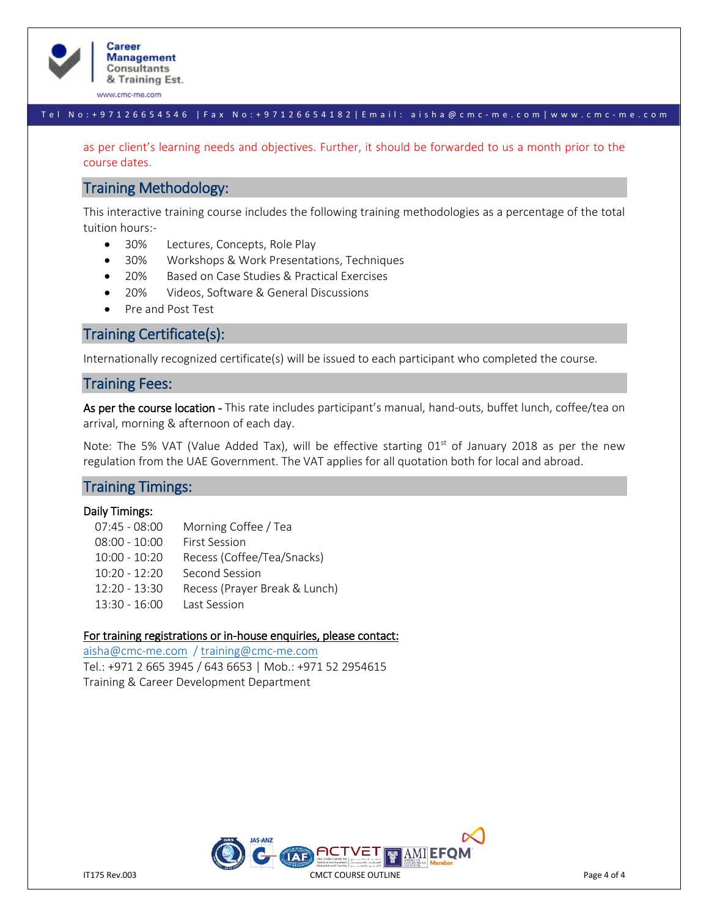as per client's learning needs and objectives. Further, it should be forwarded to us a month prior to the course dates.

## Training Methodology:

This interactive training course includes the following training methodologies as a percentage of the total tuition hours:-

- 30% Lectures, Concepts, Role Play
- 30% Workshops & Work Presentations, Techniques
- 20% Based on Case Studies & Practical Exercises
- 20% Videos, Software & General Discussions
- Pre and Post Test

## Training Certificate(s):

Internationally recognized certificate(s) will be issued to each participant who completed the course.

## Training Fees:

**As per the course location -** This rate includes participant's manual, hand-outs, buffet lunch, coffee/tea on arrival, morning & afternoon of each day.

Note: The 5% VAT (Value Added Tax), will be effective starting 01st of January 2018 as per the new regulation from the UAE Government. The VAT applies for all quotation both for local and abroad.

## Training Timings:

**Daily Timings:**

| | |
|---|---|
| 07:45 - 08:00 | Morning Coffee / Tea |
| 08:00 - 10:00 | First Session |
| 10:00 - 10:20 | Recess (Coffee/Tea/Snacks) |
| 10:20 - 12:20 | Second Session |
| 12:20 - 13:30 | Recess (Prayer Break & Lunch) |
| 13:30 - 16:00 | Last Session |

**For training registrations or in-house enquiries, please contact:**

aisha@cmc-me.com / training@cmc-me.com
Tel.: +971 2 665 3945 / 643 6653 | Mob.: +971 52 2954615
Training & Career Development Department